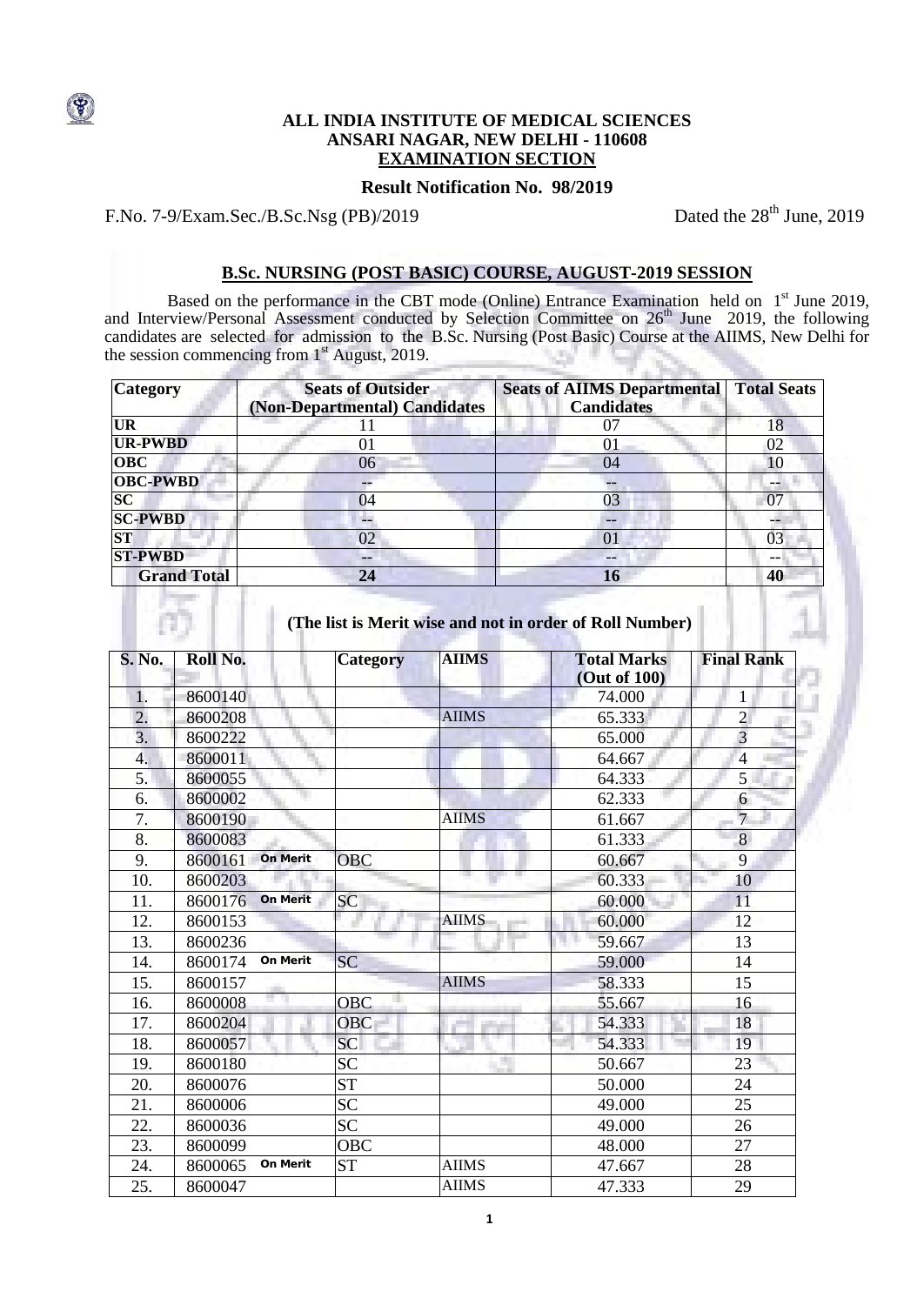**ALL INDIA INSTITUTE OF MEDICAL SCIENCES**
**ANSARI NAGAR, NEW DELHI - 110608**
**EXAMINATION SECTION**

**Result Notification No. 98/2019**

F.No. 7-9/Exam.Sec./B.Sc.Nsg (PB)/2019 Dated the 28th June, 2019

## B.Sc. NURSING (POST BASIC) COURSE, AUGUST-2019 SESSION

Based on the performance in the CBT mode (Online) Entrance Examination held on 1st June 2019, and Interview/Personal Assessment conducted by Selection Committee on 26th June 2019, the following candidates are selected for admission to the B.Sc. Nursing (Post Basic) Course at the AIIMS, New Delhi for the session commencing from 1st August, 2019.

| Category | Seats of Outsider (Non-Departmental) Candidates | Seats of AIIMS Departmental Candidates | Total Seats |
|---|---|---|---|
| UR | 11 | 07 | 18 |
| UR-PWBD | 01 | 01 | 02 |
| OBC | 06 | 04 | 10 |
| OBC-PWBD | -- | -- | -- |
| SC | 04 | 03 | 07 |
| SC-PWBD | -- | -- | -- |
| ST | 02 | 01 | 03 |
| ST-PWBD | -- | -- | -- |
| Grand Total | 24 | 16 | 40 |

**(The list is Merit wise and not in order of Roll Number)**

| S. No. | Roll No. | Category | AIIMS | Total Marks (Out of 100) | Final Rank |
|---|---|---|---|---|---|
| 1. | 8600140 | | | 74.000 | 1 |
| 2. | 8600208 | | AIIMS | 65.333 | 2 |
| 3. | 8600222 | | | 65.000 | 3 |
| 4. | 8600011 | | | 64.667 | 4 |
| 5. | 8600055 | | | 64.333 | 5 |
| 6. | 8600002 | | | 62.333 | 6 |
| 7. | 8600190 | | AIIMS | 61.667 | 7 |
| 8. | 8600083 | | | 61.333 | 8 |
| 9. | 8600161 On Merit | OBC | | 60.667 | 9 |
| 10. | 8600203 | | | 60.333 | 10 |
| 11. | 8600176 On Merit | SC | | 60.000 | 11 |
| 12. | 8600153 | | AIIMS | 60.000 | 12 |
| 13. | 8600236 | | | 59.667 | 13 |
| 14. | 8600174 On Merit | SC | | 59.000 | 14 |
| 15. | 8600157 | | AIIMS | 58.333 | 15 |
| 16. | 8600008 | OBC | | 55.667 | 16 |
| 17. | 8600204 | OBC | | 54.333 | 18 |
| 18. | 8600057 | SC | | 54.333 | 19 |
| 19. | 8600180 | SC | | 50.667 | 23 |
| 20. | 8600076 | ST | | 50.000 | 24 |
| 21. | 8600006 | SC | | 49.000 | 25 |
| 22. | 8600036 | SC | | 49.000 | 26 |
| 23. | 8600099 | OBC | | 48.000 | 27 |
| 24. | 8600065 On Merit | ST | AIIMS | 47.667 | 28 |
| 25. | 8600047 | | AIIMS | 47.333 | 29 |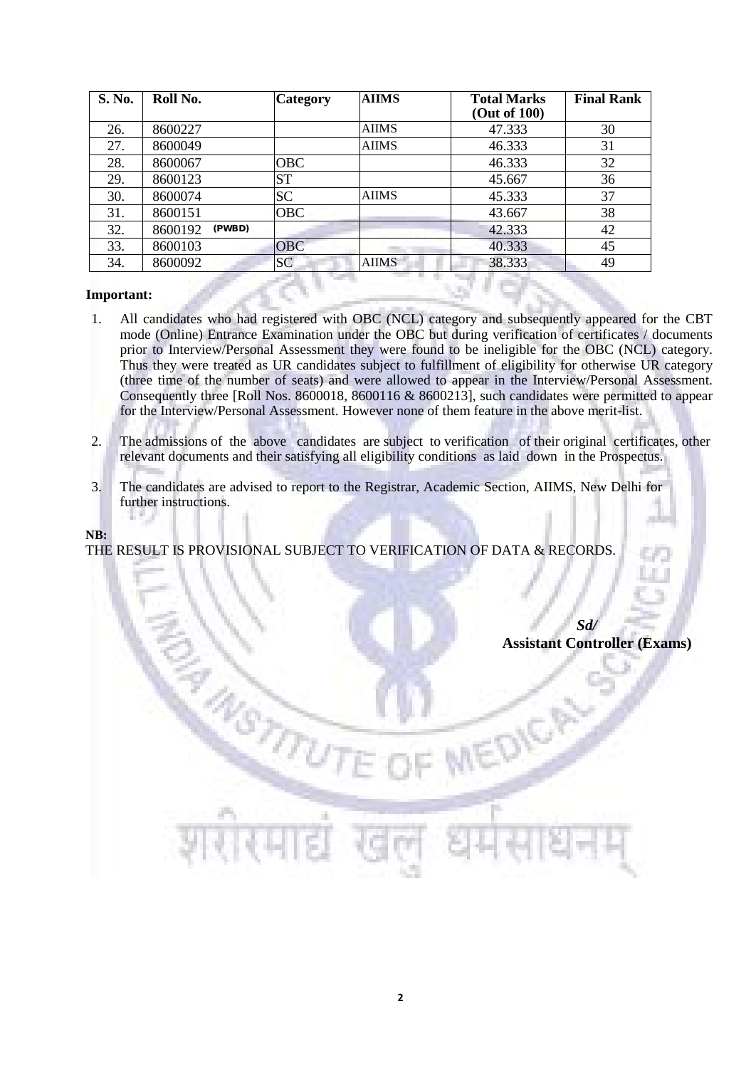| S. No. | Roll No. | Category | AIIMS | Total Marks (Out of 100) | Final Rank |
|---|---|---|---|---|---|
| 26. | 8600227 | | AIIMS | 47.333 | 30 |
| 27. | 8600049 | | AIIMS | 46.333 | 31 |
| 28. | 8600067 | OBC | | 46.333 | 32 |
| 29. | 8600123 | ST | | 45.667 | 36 |
| 30. | 8600074 | SC | AIIMS | 45.333 | 37 |
| 31. | 8600151 | OBC | | 43.667 | 38 |
| 32. | 8600192 (PWBD) | | | 42.333 | 42 |
| 33. | 8600103 | OBC | | 40.333 | 45 |
| 34. | 8600092 | SC | AIIMS | 38.333 | 49 |

**Important:**

1. All candidates who had registered with OBC (NCL) category and subsequently appeared for the CBT mode (Online) Entrance Examination under the OBC but during verification of certificates / documents prior to Interview/Personal Assessment they were found to be ineligible for the OBC (NCL) category. Thus they were treated as UR candidates subject to fulfillment of eligibility for otherwise UR category (three time of the number of seats) and were allowed to appear in the Interview/Personal Assessment. Consequently three [Roll Nos. 8600018, 8600116 & 8600213], such candidates were permitted to appear for the Interview/Personal Assessment. However none of them feature in the above merit-list.

2. The admissions of the above candidates are subject to verification of their original certificates, other relevant documents and their satisfying all eligibility conditions as laid down in the Prospectus.

3. The candidates are advised to report to the Registrar, Academic Section, AIIMS, New Delhi for further instructions.

**NB:**
THE RESULT IS PROVISIONAL SUBJECT TO VERIFICATION OF DATA & RECORDS.

***Sd/***
**Assistant Controller (Exams)**